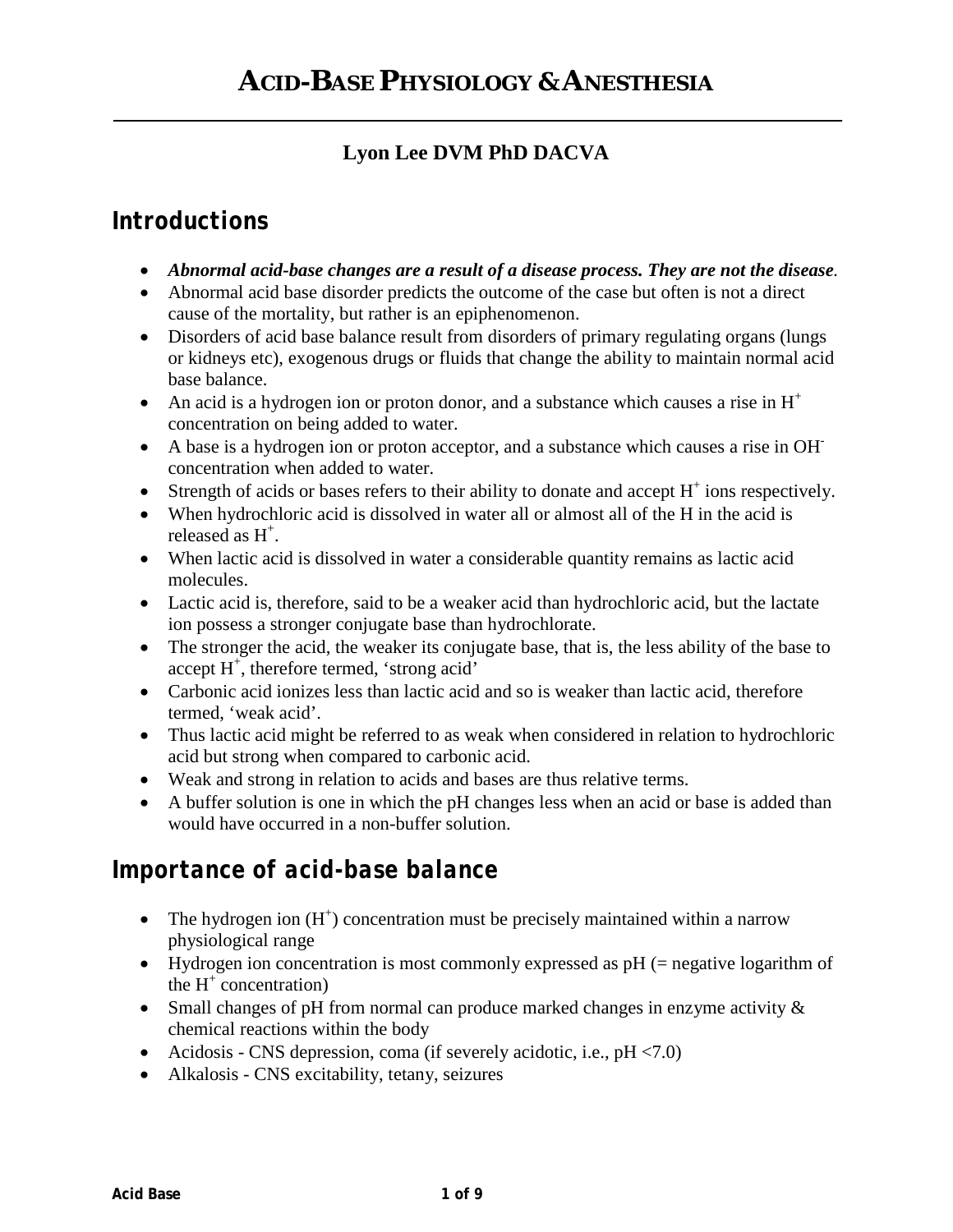# ACID-BASE PHYSIOLOGY & ANESTHESIA

**Lyon Lee DVM PhD DACVA**

## Introductions

- ***Abnormal acid-base changes are a result of a disease process. They are not the disease***.
- Abnormal acid base disorder predicts the outcome of the case but often is not a direct cause of the mortality, but rather is an epiphenomenon.
- Disorders of acid base balance result from disorders of primary regulating organs (lungs or kidneys etc), exogenous drugs or fluids that change the ability to maintain normal acid base balance.
- An acid is a hydrogen ion or proton donor, and a substance which causes a rise in $H^+$ concentration on being added to water.
- A base is a hydrogen ion or proton acceptor, and a substance which causes a rise in $OH^-$ concentration when added to water.
- Strength of acids or bases refers to their ability to donate and accept $H^+$ ions respectively.
- When hydrochloric acid is dissolved in water all or almost all of the H in the acid is released as $H^+$.
- When lactic acid is dissolved in water a considerable quantity remains as lactic acid molecules.
- Lactic acid is, therefore, said to be a weaker acid than hydrochloric acid, but the lactate ion possess a stronger conjugate base than hydrochlorate.
- The stronger the acid, the weaker its conjugate base, that is, the less ability of the base to accept $H^+$, therefore termed, 'strong acid'
- Carbonic acid ionizes less than lactic acid and so is weaker than lactic acid, therefore termed, 'weak acid'.
- Thus lactic acid might be referred to as weak when considered in relation to hydrochloric acid but strong when compared to carbonic acid.
- Weak and strong in relation to acids and bases are thus relative terms.
- A buffer solution is one in which the pH changes less when an acid or base is added than would have occurred in a non-buffer solution.

## Importance of acid-base balance

- The hydrogen ion ($H^+$) concentration must be precisely maintained within a narrow physiological range
- Hydrogen ion concentration is most commonly expressed as pH (= negative logarithm of the $H^+$ concentration)
- Small changes of pH from normal can produce marked changes in enzyme activity & chemical reactions within the body
- Acidosis - CNS depression, coma (if severely acidotic, i.e., pH <7.0)
- Alkalosis - CNS excitability, tetany, seizures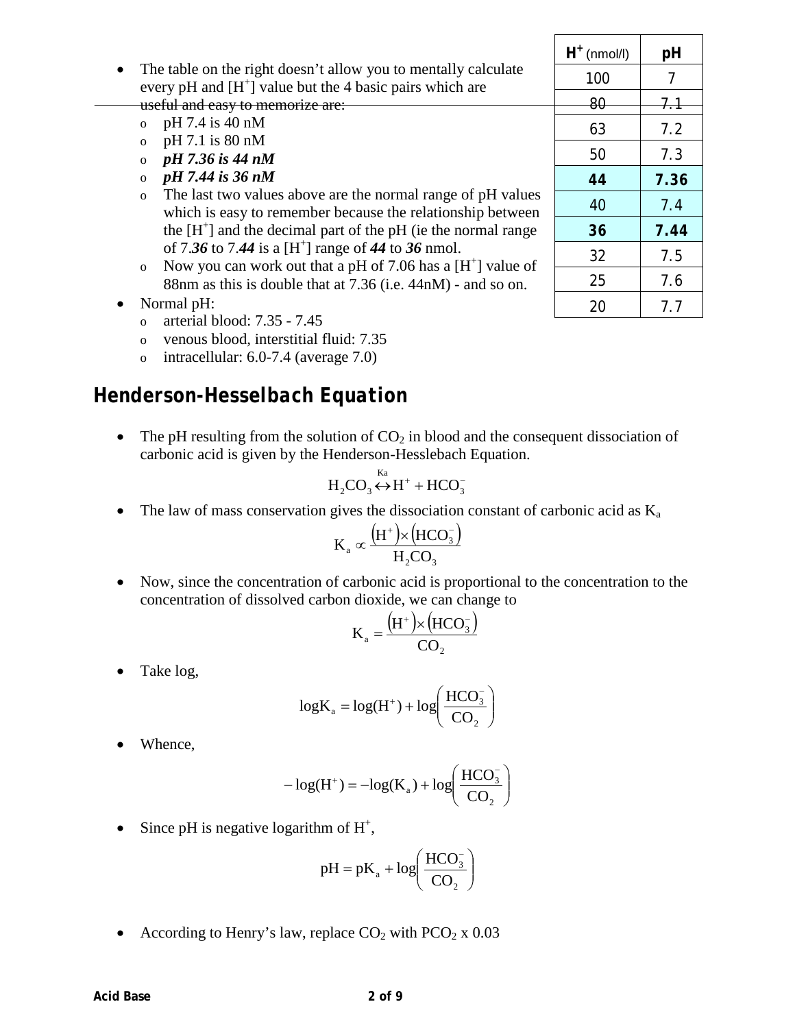| $H^+$ (nmol/l) | pH |
|---|---|
| 100 | 7 |
| 80 | 7.1 |
| 63 | 7.2 |
| 50 | 7.3 |
| **44** | **7.36** |
| 40 | 7.4 |
| **36** | **7.44** |
| 32 | 7.5 |
| 25 | 7.6 |
| 20 | 7.7 |

- The table on the right doesn't allow you to mentally calculate every pH and [$H^+$] value but the 4 basic pairs which are useful and easy to memorize are:
  - pH 7.4 is 40 nM
  - pH 7.1 is 80 nM
  - ***pH 7.36 is 44 nM***
  - ***pH 7.44 is 36 nM***
  - The last two values above are the normal range of pH values which is easy to remember because the relationship between the [$H^+$] and the decimal part of the pH (ie the normal range of 7.***36*** to 7.***44*** is a [$H^+$] range of ***44*** to ***36*** nmol.
  - Now you can work out that a pH of 7.06 has a [$H^+$] value of 88nm as this is double that at 7.36 (i.e. 44nM) - and so on.
- Normal pH:
  - arterial blood: 7.35 - 7.45
  - venous blood, interstitial fluid: 7.35
  - intracellular: 6.0-7.4 (average 7.0)

## Henderson-Hesselbach Equation

- The pH resulting from the solution of $CO_2$ in blood and the consequent dissociation of carbonic acid is given by the Henderson-Hesslebach Equation.

$$H_2CO_3 \overset{Ka}{\leftrightarrow} H^+ + HCO_3^-$$

- The law of mass conservation gives the dissociation constant of carbonic acid as $K_a$

$$K_a \propto \frac{(H^+) \times (HCO_3^-)}{H_2CO_3}$$

- Now, since the concentration of carbonic acid is proportional to the concentration to the concentration of dissolved carbon dioxide, we can change to

$$K_a = \frac{(H^+) \times (HCO_3^-)}{CO_2}$$

- Take log,

$$\log K_a = \log(H^+) + \log\left(\frac{HCO_3^-}{CO_2}\right)$$

- Whence,

$$-\log(H^+) = -\log(K_a) + \log\left(\frac{HCO_3^-}{CO_2}\right)$$

- Since pH is negative logarithm of $H^+$,

$$pH = pK_a + \log\left(\frac{HCO_3^-}{CO_2}\right)$$

- According to Henry's law, replace $CO_2$ with $PCO_2$ x 0.03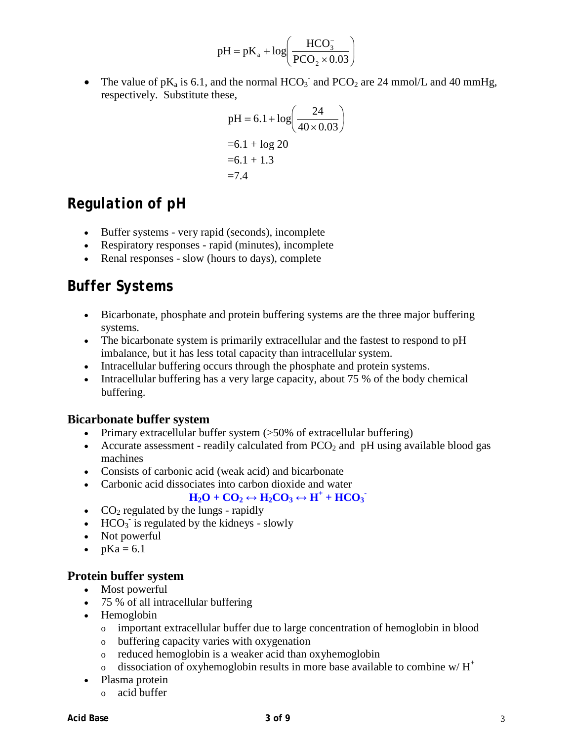$$pH = pK_a + \log\left(\frac{HCO_3^-}{PCO_2 \times 0.03}\right)$$

- The value of $pK_a$ is 6.1, and the normal $HCO_3^-$ and $PCO_2$ are 24 mmol/L and 40 mmHg, respectively. Substitute these,

$$pH = 6.1 + \log\left(\frac{24}{40 \times 0.03}\right)$$

$$= 6.1 + \log 20$$

$$= 6.1 + 1.3$$

$$= 7.4$$

## Regulation of pH

- Buffer systems - very rapid (seconds), incomplete
- Respiratory responses - rapid (minutes), incomplete
- Renal responses - slow (hours to days), complete

## Buffer Systems

- Bicarbonate, phosphate and protein buffering systems are the three major buffering systems.
- The bicarbonate system is primarily extracellular and the fastest to respond to pH imbalance, but it has less total capacity than intracellular system.
- Intracellular buffering occurs through the phosphate and protein systems.
- Intracellular buffering has a very large capacity, about 75 % of the body chemical buffering.

### Bicarbonate buffer system

- Primary extracellular buffer system (>50% of extracellular buffering)
- Accurate assessment - readily calculated from $PCO_2$ and pH using available blood gas machines
- Consists of carbonic acid (weak acid) and bicarbonate
- Carbonic acid dissociates into carbon dioxide and water

$$H_2O + CO_2 \leftrightarrow H_2CO_3 \leftrightarrow H^+ + HCO_3^-$$

- $CO_2$ regulated by the lungs - rapidly
- $HCO_3^-$ is regulated by the kidneys - slowly
- Not powerful
- pKa = 6.1

### Protein buffer system

- Most powerful
- 75 % of all intracellular buffering
- Hemoglobin
  - important extracellular buffer due to large concentration of hemoglobin in blood
  - buffering capacity varies with oxygenation
  - reduced hemoglobin is a weaker acid than oxyhemoglobin
  - dissociation of oxyhemoglobin results in more base available to combine w/ $H^+$
- Plasma protein
  - acid buffer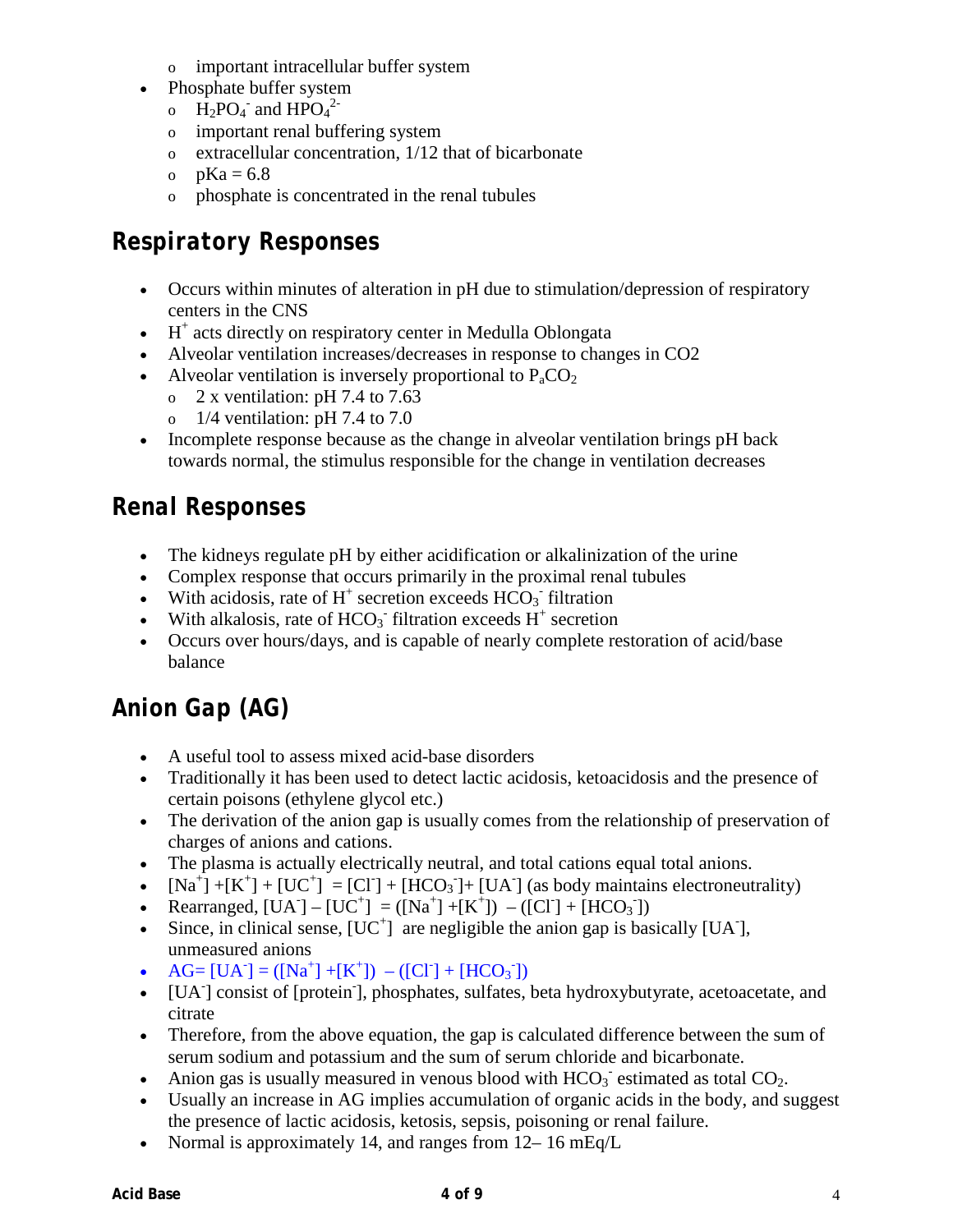- important intracellular buffer system
- Phosphate buffer system
  - $H_2PO_4^-$ and $HPO_4^{2-}$
  - important renal buffering system
  - extracellular concentration, 1/12 that of bicarbonate
  - pKa = 6.8
  - phosphate is concentrated in the renal tubules

## Respiratory Responses

- Occurs within minutes of alteration in pH due to stimulation/depression of respiratory centers in the CNS
- $H^+$ acts directly on respiratory center in Medulla Oblongata
- Alveolar ventilation increases/decreases in response to changes in CO2
- Alveolar ventilation is inversely proportional to $P_aCO_2$
  - 2 x ventilation: pH 7.4 to 7.63
  - 1/4 ventilation: pH 7.4 to 7.0
- Incomplete response because as the change in alveolar ventilation brings pH back towards normal, the stimulus responsible for the change in ventilation decreases

## Renal Responses

- The kidneys regulate pH by either acidification or alkalinization of the urine
- Complex response that occurs primarily in the proximal renal tubules
- With acidosis, rate of $H^+$ secretion exceeds $HCO_3^-$ filtration
- With alkalosis, rate of $HCO_3^-$ filtration exceeds $H^+$ secretion
- Occurs over hours/days, and is capable of nearly complete restoration of acid/base balance

## Anion Gap (AG)

- A useful tool to assess mixed acid-base disorders
- Traditionally it has been used to detect lactic acidosis, ketoacidosis and the presence of certain poisons (ethylene glycol etc.)
- The derivation of the anion gap is usually comes from the relationship of preservation of charges of anions and cations.
- The plasma is actually electrically neutral, and total cations equal total anions.
- $[Na^+] + [K^+] + [UC^+] = [Cl^-] + [HCO_3^-] + [UA^-]$ (as body maintains electroneutrality)
- Rearranged, $[UA^-] - [UC^+] = ([Na^+] + [K^+]) - ([Cl^-] + [HCO_3^-])$
- Since, in clinical sense, $[UC^+]$ are negligible the anion gap is basically $[UA^-]$, unmeasured anions
- $AG = [UA^-] = ([Na^+] + [K^+]) - ([Cl^-] + [HCO_3^-])$
- $[UA^-]$ consist of $[protein^-]$, phosphates, sulfates, beta hydroxybutyrate, acetoacetate, and citrate
- Therefore, from the above equation, the gap is calculated difference between the sum of serum sodium and potassium and the sum of serum chloride and bicarbonate.
- Anion gas is usually measured in venous blood with $HCO_3^-$ estimated as total $CO_2$.
- Usually an increase in AG implies accumulation of organic acids in the body, and suggest the presence of lactic acidosis, ketosis, sepsis, poisoning or renal failure.
- Normal is approximately 14, and ranges from 12– 16 mEq/L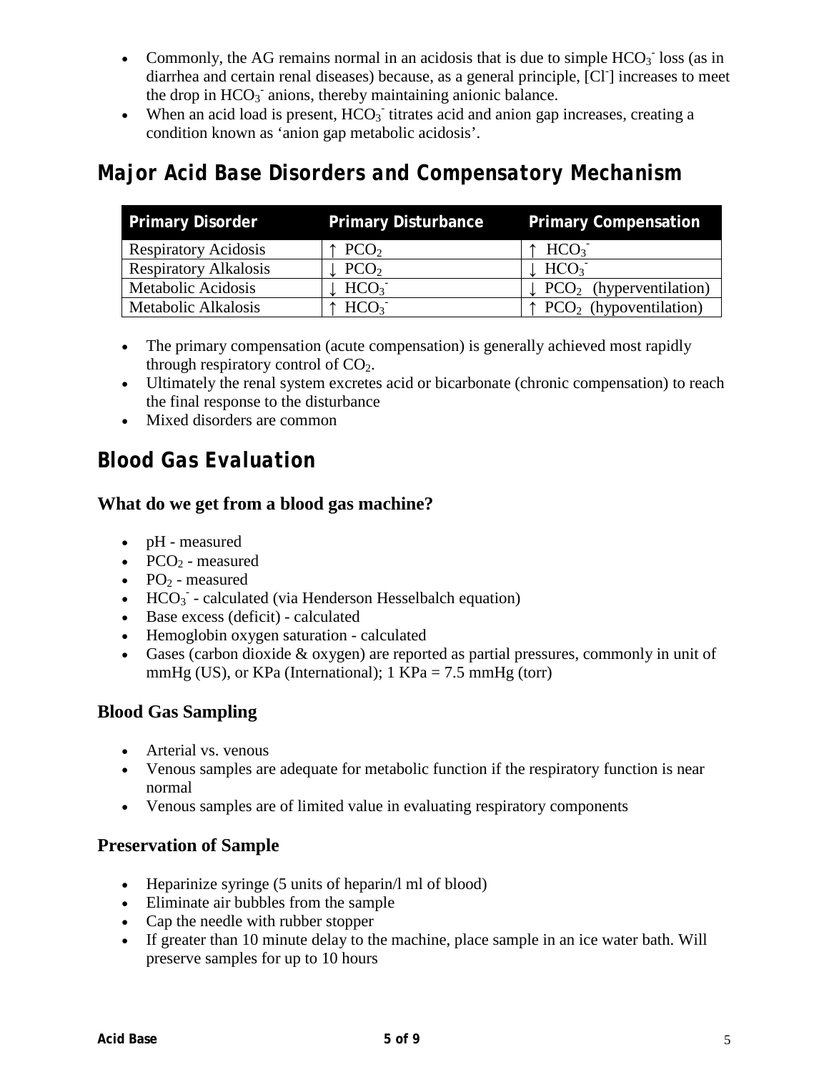- Commonly, the AG remains normal in an acidosis that is due to simple $HCO_3^-$ loss (as in diarrhea and certain renal diseases) because, as a general principle, $[Cl^-]$ increases to meet the drop in $HCO_3^-$ anions, thereby maintaining anionic balance.
- When an acid load is present, $HCO_3^-$ titrates acid and anion gap increases, creating a condition known as 'anion gap metabolic acidosis'.

## Major Acid Base Disorders and Compensatory Mechanism

| Primary Disorder | Primary Disturbance | Primary Compensation |
|---|---|---|
| Respiratory Acidosis | ↑ $PCO_2$ | ↑ $HCO_3^-$ |
| Respiratory Alkalosis | ↓ $PCO_2$ | ↓ $HCO_3^-$ |
| Metabolic Acidosis | ↓ $HCO_3^-$ | ↓ $PCO_2$ (hyperventilation) |
| Metabolic Alkalosis | ↑ $HCO_3^-$ | ↑ $PCO_2$ (hypoventilation) |

- The primary compensation (acute compensation) is generally achieved most rapidly through respiratory control of $CO_2$.
- Ultimately the renal system excretes acid or bicarbonate (chronic compensation) to reach the final response to the disturbance
- Mixed disorders are common

## Blood Gas Evaluation

### What do we get from a blood gas machine?

- pH - measured
- $PCO_2$ - measured
- $PO_2$ - measured
- $HCO_3^-$ - calculated (via Henderson Hesselbalch equation)
- Base excess (deficit) - calculated
- Hemoglobin oxygen saturation - calculated
- Gases (carbon dioxide & oxygen) are reported as partial pressures, commonly in unit of mmHg (US), or KPa (International); 1 KPa = 7.5 mmHg (torr)

### Blood Gas Sampling

- Arterial vs. venous
- Venous samples are adequate for metabolic function if the respiratory function is near normal
- Venous samples are of limited value in evaluating respiratory components

### Preservation of Sample

- Heparinize syringe (5 units of heparin/l ml of blood)
- Eliminate air bubbles from the sample
- Cap the needle with rubber stopper
- If greater than 10 minute delay to the machine, place sample in an ice water bath. Will preserve samples for up to 10 hours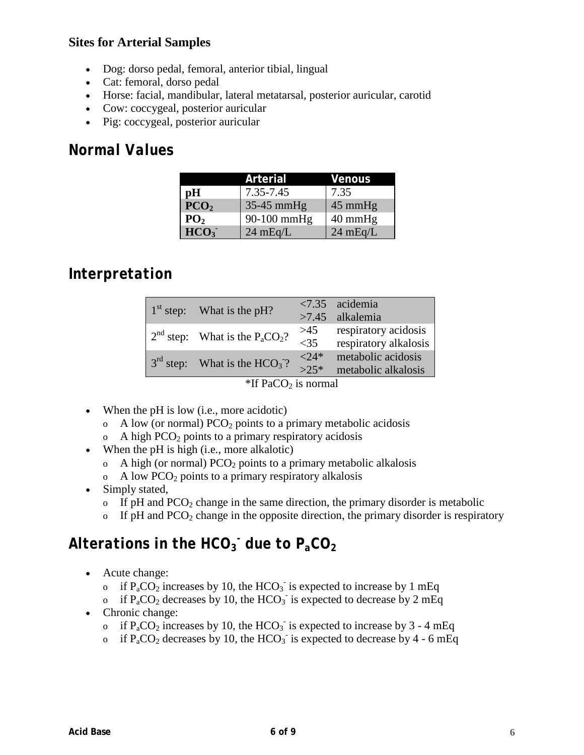**Sites for Arterial Samples**

- Dog: dorso pedal, femoral, anterior tibial, lingual
- Cat: femoral, dorso pedal
- Horse: facial, mandibular, lateral metatarsal, posterior auricular, carotid
- Cow: coccygeal, posterior auricular
- Pig: coccygeal, posterior auricular

## Normal Values

| | Arterial | Venous |
|---|---|---|
| **pH** | 7.35-7.45 | 7.35 |
| **$PCO_2$** | 35-45 mmHg | 45 mmHg |
| **$PO_2$** | 90-100 mmHg | 40 mmHg |
| **$HCO_3^-$** | 24 mEq/L | 24 mEq/L |

## Interpretation

| | | | |
|---|---|---|---|
| 1st step: | What is the pH? | <7.35 | acidemia |
| | | >7.45 | alkalemia |
| 2nd step: | What is the $P_aCO_2$? | >45 | respiratory acidosis |
| | | <35 | respiratory alkalosis |
| 3rd step: | What is the $HCO_3^-$? | <24* | metabolic acidosis |
| | | >25* | metabolic alkalosis |

*If $PaCO_2$ is normal

- When the pH is low (i.e., more acidotic)
  - A low (or normal) $PCO_2$ points to a primary metabolic acidosis
  - A high $PCO_2$ points to a primary respiratory acidosis
- When the pH is high (i.e., more alkalotic)
  - A high (or normal) $PCO_2$ points to a primary metabolic alkalosis
  - A low $PCO_2$ points to a primary respiratory alkalosis
- Simply stated,
  - If pH and $PCO_2$ change in the same direction, the primary disorder is metabolic
  - If pH and $PCO_2$ change in the opposite direction, the primary disorder is respiratory

## Alterations in the $HCO_3^-$ due to $P_aCO_2$

- Acute change:
  - if $P_aCO_2$ increases by 10, the $HCO_3^-$ is expected to increase by 1 mEq
  - if $P_aCO_2$ decreases by 10, the $HCO_3^-$ is expected to decrease by 2 mEq
- Chronic change:
  - if $P_aCO_2$ increases by 10, the $HCO_3^-$ is expected to increase by 3 - 4 mEq
  - if $P_aCO_2$ decreases by 10, the $HCO_3^-$ is expected to decrease by 4 - 6 mEq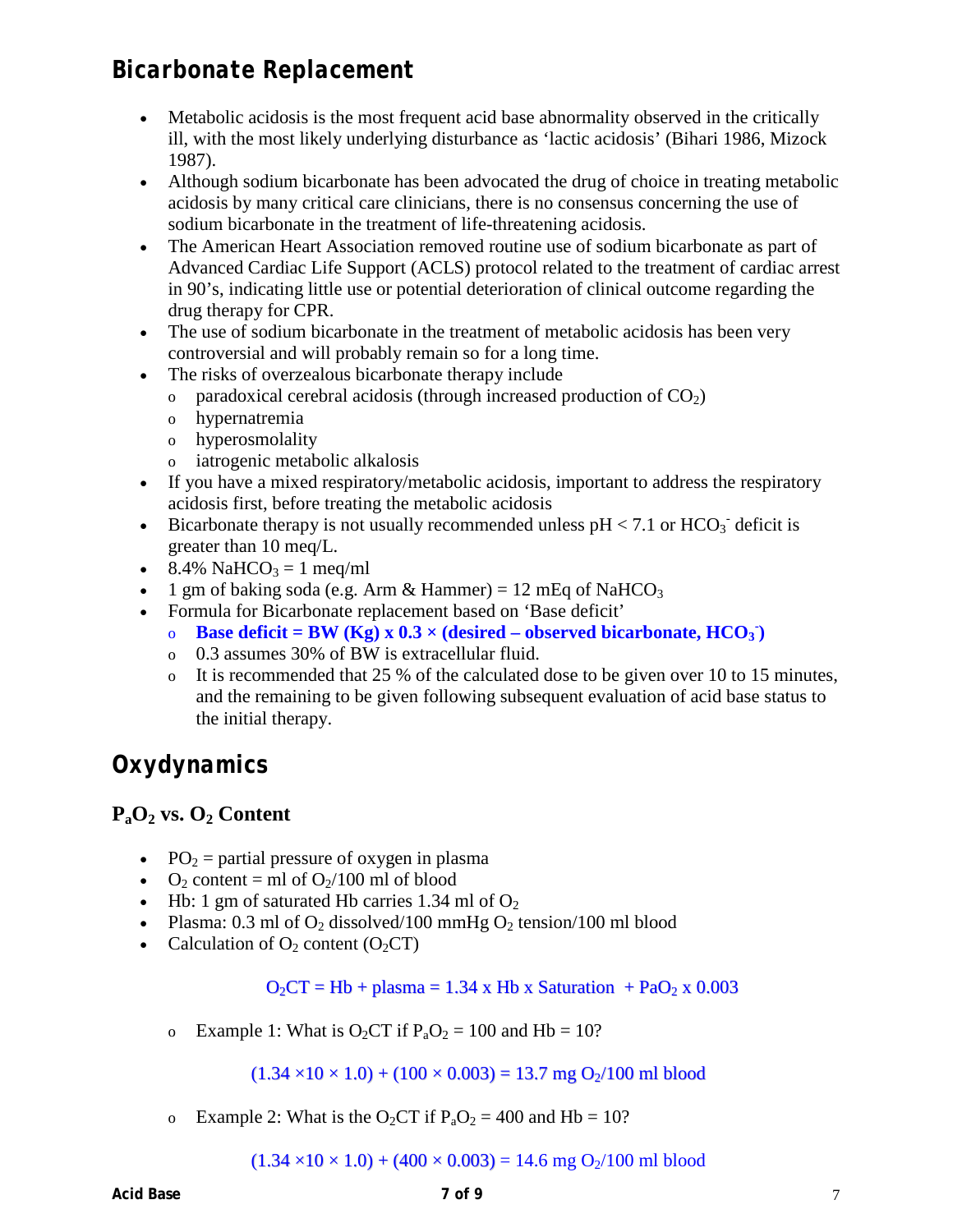## Bicarbonate Replacement

- Metabolic acidosis is the most frequent acid base abnormality observed in the critically ill, with the most likely underlying disturbance as 'lactic acidosis' (Bihari 1986, Mizock 1987).
- Although sodium bicarbonate has been advocated the drug of choice in treating metabolic acidosis by many critical care clinicians, there is no consensus concerning the use of sodium bicarbonate in the treatment of life-threatening acidosis.
- The American Heart Association removed routine use of sodium bicarbonate as part of Advanced Cardiac Life Support (ACLS) protocol related to the treatment of cardiac arrest in 90's, indicating little use or potential deterioration of clinical outcome regarding the drug therapy for CPR.
- The use of sodium bicarbonate in the treatment of metabolic acidosis has been very controversial and will probably remain so for a long time.
- The risks of overzealous bicarbonate therapy include
  - paradoxical cerebral acidosis (through increased production of $CO_2$)
  - hypernatremia
  - hyperosmolality
  - iatrogenic metabolic alkalosis
- If you have a mixed respiratory/metabolic acidosis, important to address the respiratory acidosis first, before treating the metabolic acidosis
- Bicarbonate therapy is not usually recommended unless pH < 7.1 or $HCO_3^-$ deficit is greater than 10 meq/L.
- 8.4% $NaHCO_3$ = 1 meq/ml
- 1 gm of baking soda (e.g. Arm & Hammer) = 12 mEq of $NaHCO_3$
- Formula for Bicarbonate replacement based on 'Base deficit'
  - **Base deficit = BW (Kg) x 0.3 × (desired – observed bicarbonate, $HCO_3^-$)**
  - 0.3 assumes 30% of BW is extracellular fluid.
  - It is recommended that 25 % of the calculated dose to be given over 10 to 15 minutes, and the remaining to be given following subsequent evaluation of acid base status to the initial therapy.

## Oxydynamics

### $P_aO_2$ vs. $O_2$ Content

- $PO_2$ = partial pressure of oxygen in plasma
- $O_2$ content = ml of $O_2$/100 ml of blood
- Hb: 1 gm of saturated Hb carries 1.34 ml of $O_2$
- Plasma: 0.3 ml of $O_2$ dissolved/100 mmHg $O_2$ tension/100 ml blood
- Calculation of $O_2$ content ($O_2CT$)

$$O_2CT = \text{Hb} + \text{plasma} = 1.34 \times \text{Hb} \times \text{Saturation} + PaO_2 \times 0.003$$

  - Example 1: What is $O_2CT$ if $P_aO_2$ = 100 and Hb = 10?

$$(1.34 \times 10 \times 1.0) + (100 \times 0.003) = 13.7 \text{ mg } O_2/100 \text{ ml blood}$$

  - Example 2: What is the $O_2CT$ if $P_aO_2$ = 400 and Hb = 10?

$$(1.34 \times 10 \times 1.0) + (400 \times 0.003) = 14.6 \text{ mg } O_2/100 \text{ ml blood}$$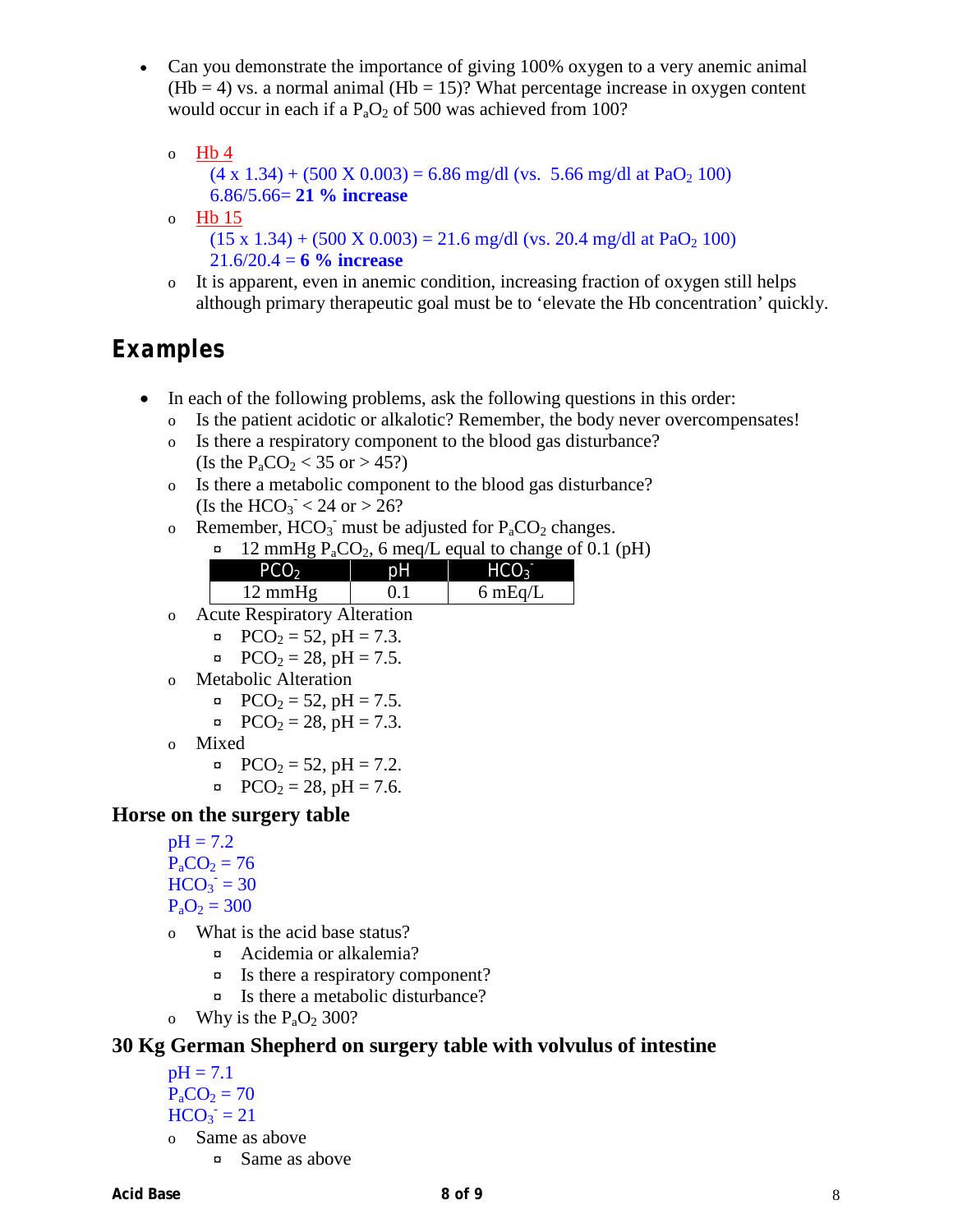- Can you demonstrate the importance of giving 100% oxygen to a very anemic animal (Hb = 4) vs. a normal animal (Hb = 15)? What percentage increase in oxygen content would occur in each if a $P_aO_2$ of 500 was achieved from 100?
  - Hb 4
    (4 x 1.34) + (500 X 0.003) = 6.86 mg/dl (vs. 5.66 mg/dl at $PaO_2$ 100)
    6.86/5.66= **21 % increase**
  - Hb 15
    (15 x 1.34) + (500 X 0.003) = 21.6 mg/dl (vs. 20.4 mg/dl at $PaO_2$ 100)
    21.6/20.4 = **6 % increase**
  - It is apparent, even in anemic condition, increasing fraction of oxygen still helps although primary therapeutic goal must be to 'elevate the Hb concentration' quickly.

## Examples

- In each of the following problems, ask the following questions in this order:
  - Is the patient acidotic or alkalotic? Remember, the body never overcompensates!
  - Is there a respiratory component to the blood gas disturbance? (Is the $P_aCO_2$ < 35 or > 45?)
  - Is there a metabolic component to the blood gas disturbance? (Is the $HCO_3^-$ < 24 or > 26?
  - Remember, $HCO_3^-$ must be adjusted for $P_aCO_2$ changes.
    - 12 mmHg $P_aCO_2$, 6 meq/L equal to change of 0.1 (pH)

| $PCO_2$ | pH | $HCO_3^-$ |
|---|---|---|
| 12 mmHg | 0.1 | 6 mEq/L |

  - Acute Respiratory Alteration
    - $PCO_2$ = 52, pH = 7.3.
    - $PCO_2$ = 28, pH = 7.5.
  - Metabolic Alteration
    - $PCO_2$ = 52, pH = 7.5.
    - $PCO_2$ = 28, pH = 7.3.
  - Mixed
    - $PCO_2$ = 52, pH = 7.2.
    - $PCO_2$ = 28, pH = 7.6.

### Horse on the surgery table

pH = 7.2
$P_aCO_2$ = 76
$HCO_3^-$ = 30
$P_aO_2$ = 300

- What is the acid base status?
  - Acidemia or alkalemia?
  - Is there a respiratory component?
  - Is there a metabolic disturbance?
- Why is the $P_aO_2$ 300?

### 30 Kg German Shepherd on surgery table with volvulus of intestine

pH = 7.1
$P_aCO_2$ = 70
$HCO_3^-$ = 21

- Same as above
  - Same as above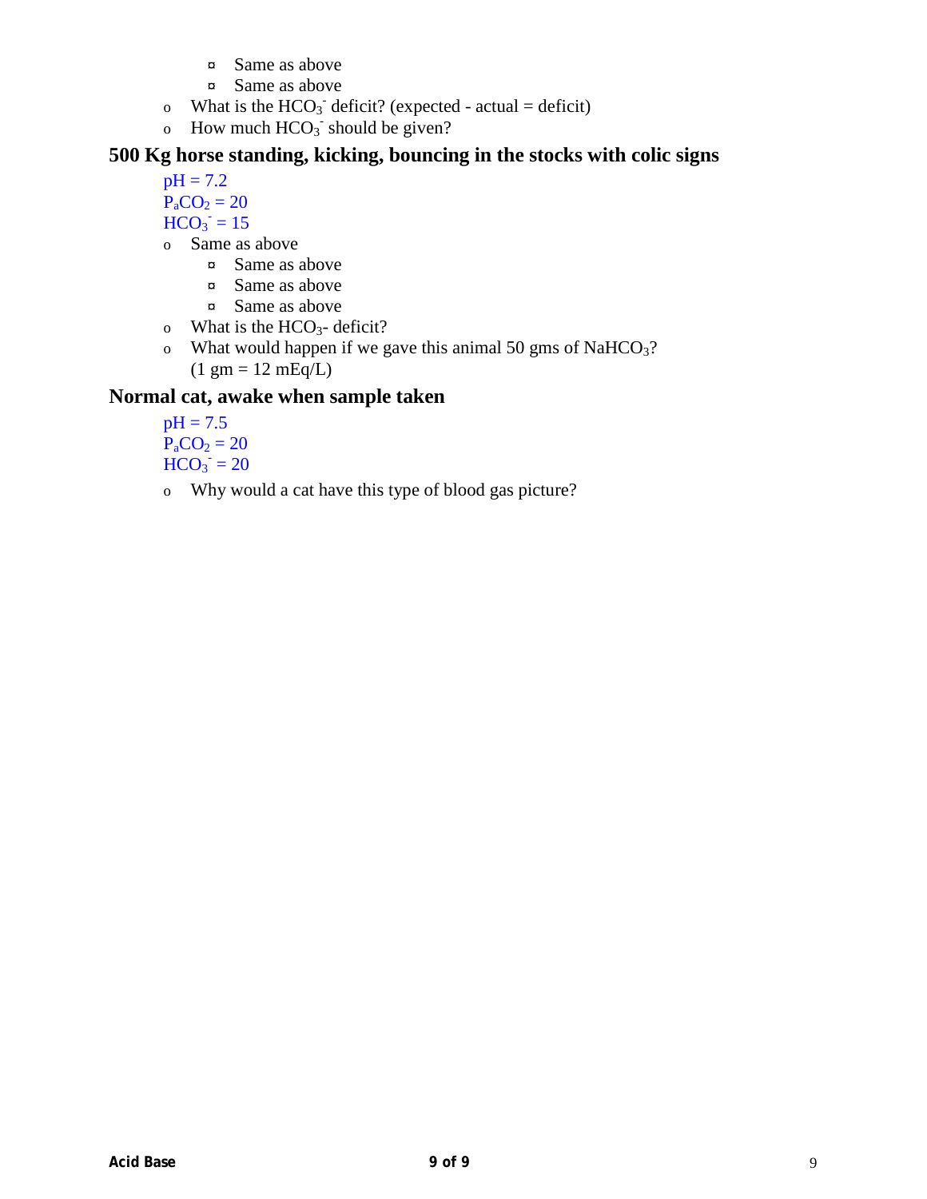- Same as above
        - Same as above
    - What is the $HCO_3^-$ deficit? (expected - actual = deficit)
    - How much $HCO_3^-$ should be given?

### 500 Kg horse standing, kicking, bouncing in the stocks with colic signs

pH = 7.2
$P_aCO_2$ = 20
$HCO_3^-$ = 15

- Same as above
    - Same as above
    - Same as above
    - Same as above
- What is the $HCO_3$- deficit?
- What would happen if we gave this animal 50 gms of $NaHCO_3$?
  (1 gm = 12 mEq/L)

### Normal cat, awake when sample taken

pH = 7.5
$P_aCO_2$ = 20
$HCO_3^-$ = 20

- Why would a cat have this type of blood gas picture?